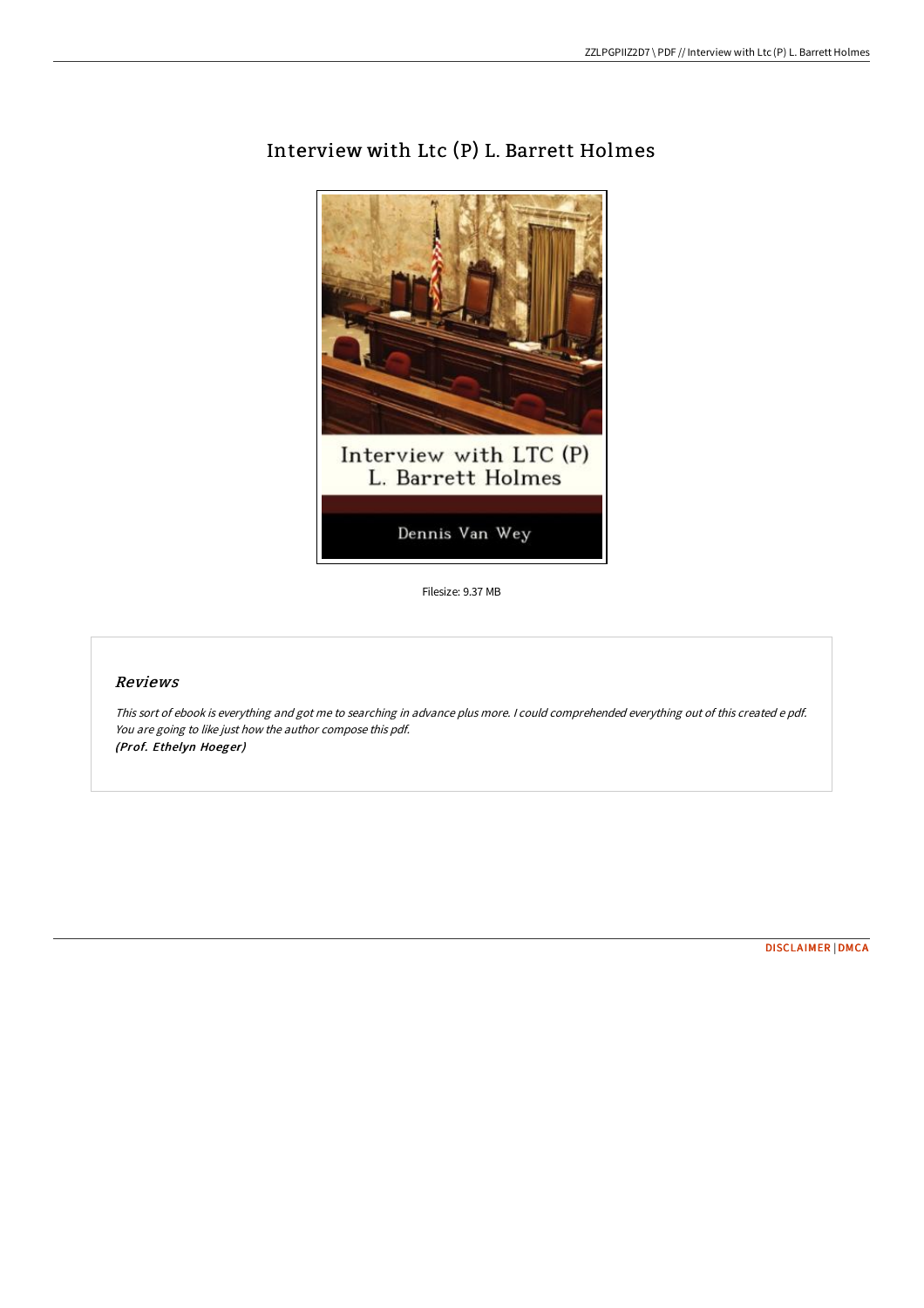# Interview with Ltc (P) L. Barrett Holmes

Filesize: 9.37 MB

## *Reviews*

*This sort of ebook is everything and got me to searching in advance plus more. I could comprehended everything out of this created e pdf. You are going to like just how the author compose this pdf.*
***(Prof. Ethelyn Hoeger)***

DISCLAIMER | DMCA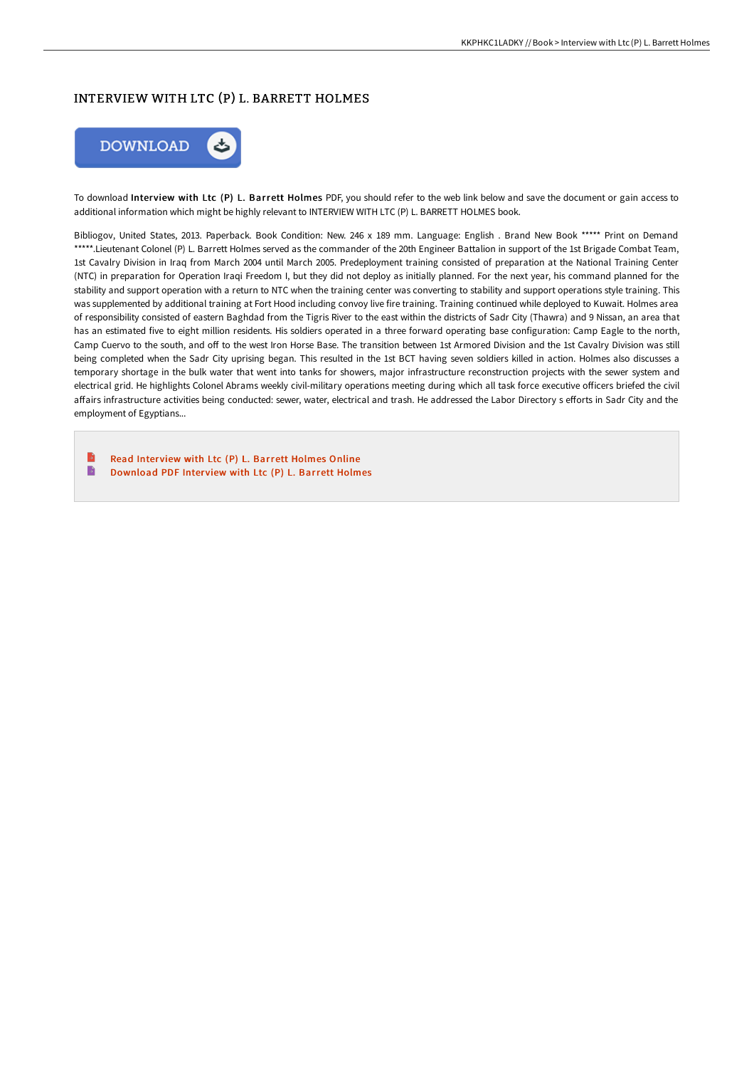# INTERVIEW WITH LTC (P) L. BARRETT HOLMES

DOWNLOAD

To download **Interview with Ltc (P) L. Barrett Holmes** PDF, you should refer to the web link below and save the document or gain access to additional information which might be highly relevant to INTERVIEW WITH LTC (P) L. BARRETT HOLMES book.

Bibliogov, United States, 2013. Paperback. Book Condition: New. 246 x 189 mm. Language: English . Brand New Book ***** Print on Demand *****.Lieutenant Colonel (P) L. Barrett Holmes served as the commander of the 20th Engineer Battalion in support of the 1st Brigade Combat Team, 1st Cavalry Division in Iraq from March 2004 until March 2005. Predeployment training consisted of preparation at the National Training Center (NTC) in preparation for Operation Iraqi Freedom I, but they did not deploy as initially planned. For the next year, his command planned for the stability and support operation with a return to NTC when the training center was converting to stability and support operations style training. This was supplemented by additional training at Fort Hood including convoy live fire training. Training continued while deployed to Kuwait. Holmes area of responsibility consisted of eastern Baghdad from the Tigris River to the east within the districts of Sadr City (Thawra) and 9 Nissan, an area that has an estimated five to eight million residents. His soldiers operated in a three forward operating base configuration: Camp Eagle to the north, Camp Cuervo to the south, and off to the west Iron Horse Base. The transition between 1st Armored Division and the 1st Cavalry Division was still being completed when the Sadr City uprising began. This resulted in the 1st BCT having seven soldiers killed in action. Holmes also discusses a temporary shortage in the bulk water that went into tanks for showers, major infrastructure reconstruction projects with the sewer system and electrical grid. He highlights Colonel Abrams weekly civil-military operations meeting during which all task force executive officers briefed the civil affairs infrastructure activities being conducted: sewer, water, electrical and trash. He addressed the Labor Directory s efforts in Sadr City and the employment of Egyptians...

- Read Interview with Ltc (P) L. Barrett Holmes Online
- Download PDF Interview with Ltc (P) L. Barrett Holmes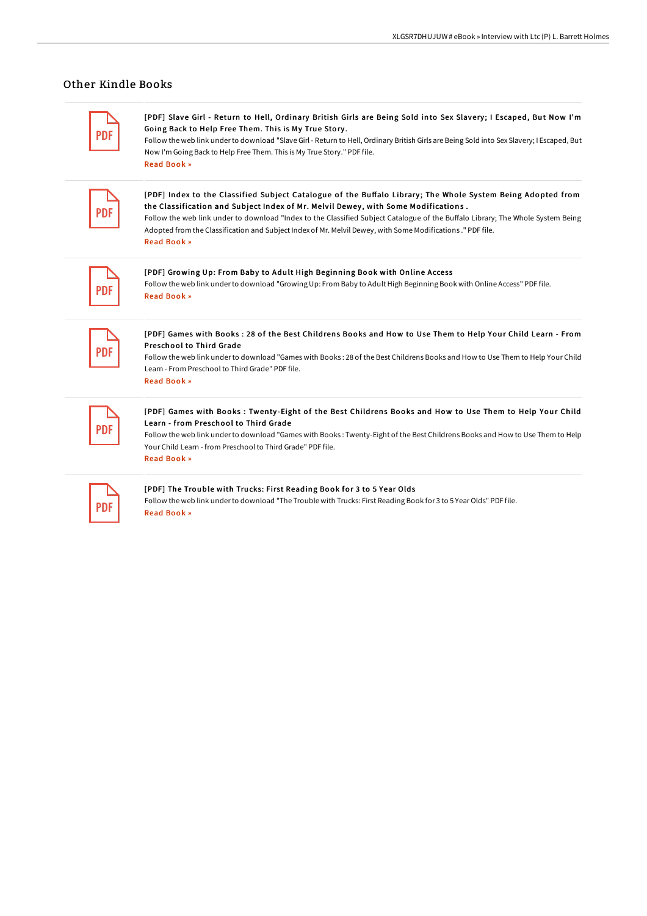## Other Kindle Books

**[PDF] Slave Girl - Return to Hell, Ordinary British Girls are Being Sold into Sex Slavery; I Escaped, But Now I'm Going Back to Help Free Them. This is My True Story.**

Follow the web link under to download "Slave Girl - Return to Hell, Ordinary British Girls are Being Sold into Sex Slavery; I Escaped, But Now I'm Going Back to Help Free Them. This is My True Story." PDF file.

Read Book »

**[PDF] Index to the Classified Subject Catalogue of the Buffalo Library; The Whole System Being Adopted from the Classification and Subject Index of Mr. Melvil Dewey, with Some Modifications .**

Follow the web link under to download "Index to the Classified Subject Catalogue of the Buffalo Library; The Whole System Being Adopted from the Classification and Subject Index of Mr. Melvil Dewey, with Some Modifications ." PDF file.

Read Book »

**[PDF] Growing Up: From Baby to Adult High Beginning Book with Online Access**

Follow the web link under to download "Growing Up: From Baby to Adult High Beginning Book with Online Access" PDF file.

Read Book »

**[PDF] Games with Books : 28 of the Best Childrens Books and How to Use Them to Help Your Child Learn - From Preschool to Third Grade**

Follow the web link under to download "Games with Books : 28 of the Best Childrens Books and How to Use Them to Help Your Child Learn - From Preschool to Third Grade" PDF file.

Read Book »

**[PDF] Games with Books : Twenty-Eight of the Best Childrens Books and How to Use Them to Help Your Child Learn - from Preschool to Third Grade**

Follow the web link under to download "Games with Books : Twenty-Eight of the Best Childrens Books and How to Use Them to Help Your Child Learn - from Preschool to Third Grade" PDF file.

Read Book »

**[PDF] The Trouble with Trucks: First Reading Book for 3 to 5 Year Olds**

Follow the web link under to download "The Trouble with Trucks: First Reading Book for 3 to 5 Year Olds" PDF file.

Read Book »